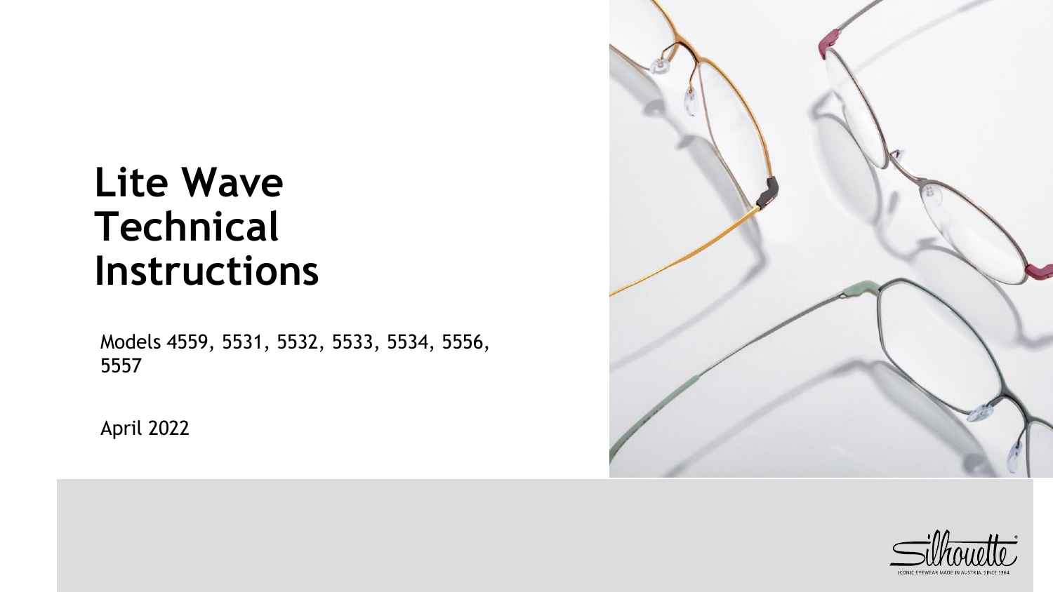# Lite Wave Technical Instructions

Models 4559, 5531, 5532, 5533, 5534, 5556, 5557

April 2022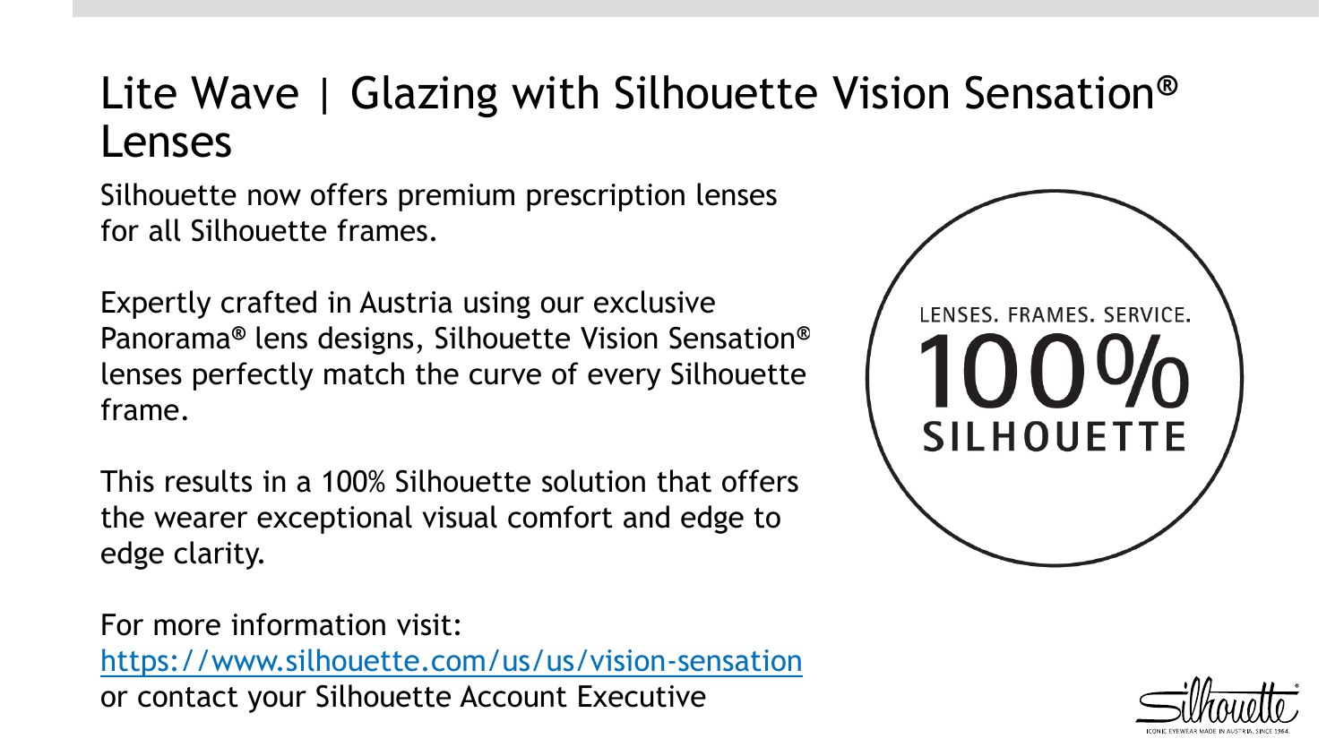# Lite Wave | Glazing with Silhouette Vision Sensation® Lenses

Silhouette now offers premium prescription lenses for all Silhouette frames.

Expertly crafted in Austria using our exclusive Panorama® lens designs, Silhouette Vision Sensation® lenses perfectly match the curve of every Silhouette frame.

This results in a 100% Silhouette solution that offers the wearer exceptional visual comfort and edge to edge clarity.

For more information visit:
https://www.silhouette.com/us/us/vision-sensation
or contact your Silhouette Account Executive

LENSES. FRAMES. SERVICE.
100%
SILHOUETTE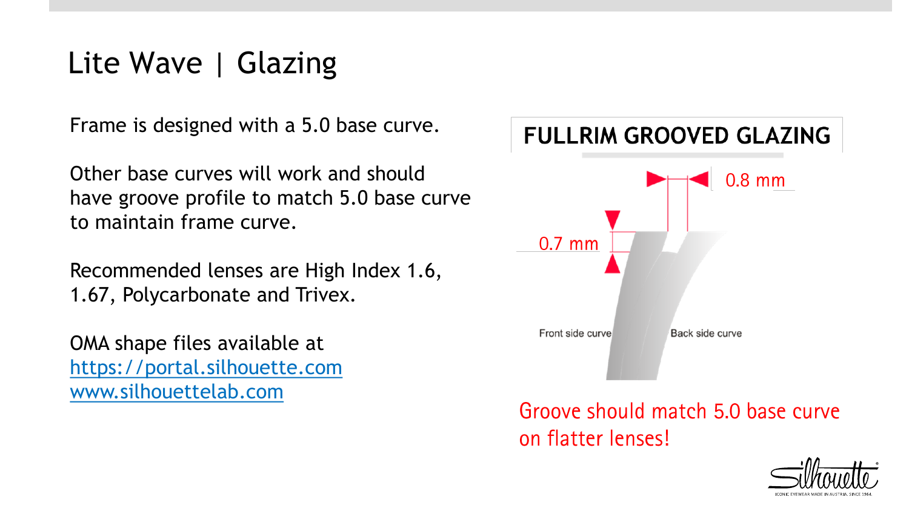# Lite Wave | Glazing

Frame is designed with a 5.0 base curve.

Other base curves will work and should have groove profile to match 5.0 base curve to maintain frame curve.

Recommended lenses are High Index 1.6, 1.67, Polycarbonate and Trivex.

OMA shape files available at
https://portal.silhouette.com
www.silhouettelab.com

## FULLRIM GROOVED GLAZING

0.8 mm

0.7 mm

Front side curve

Back side curve

Groove should match 5.0 base curve on flatter lenses!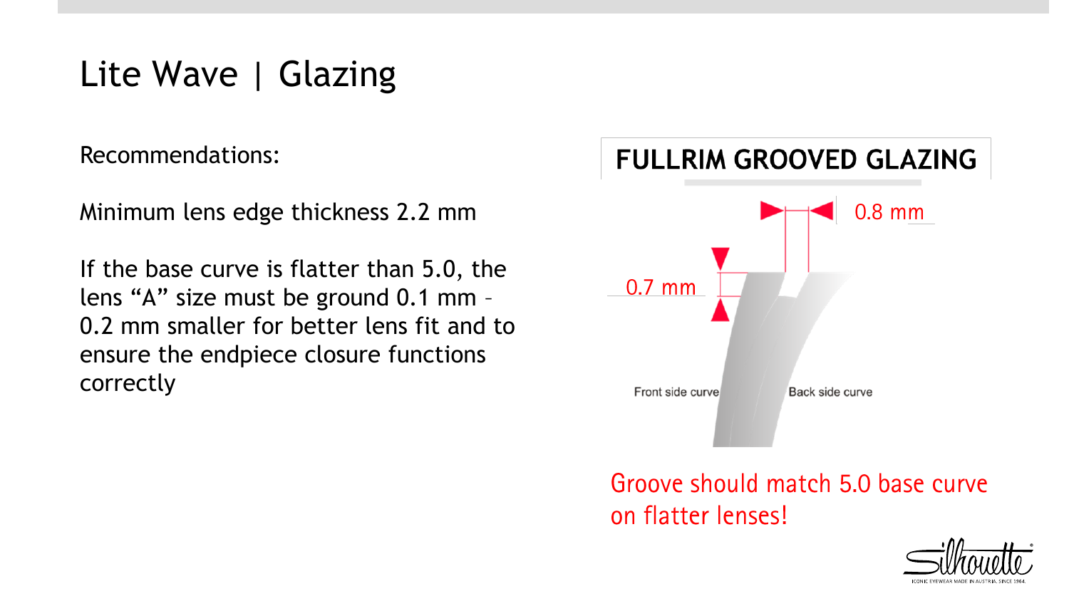# Lite Wave | Glazing

Recommendations:

Minimum lens edge thickness 2.2 mm

If the base curve is flatter than 5.0, the lens “A” size must be ground 0.1 mm – 0.2 mm smaller for better lens fit and to ensure the endpiece closure functions correctly

**FULLRIM GROOVED GLAZING**

0.8 mm

0.7 mm

Front side curve

Back side curve

Groove should match 5.0 base curve on flatter lenses!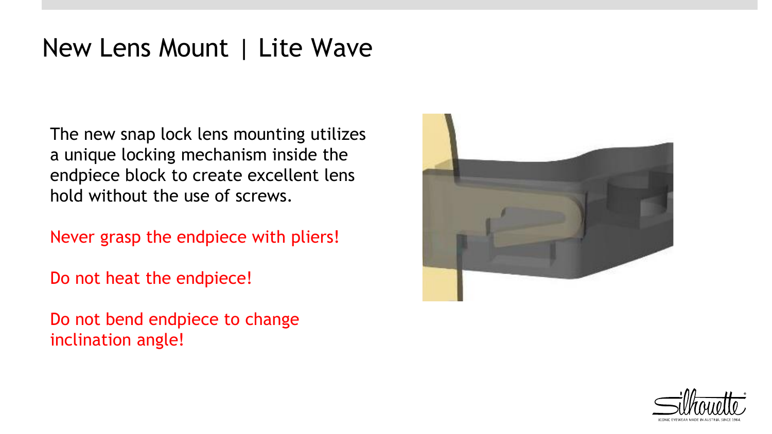# New Lens Mount | Lite Wave

The new snap lock lens mounting utilizes a unique locking mechanism inside the endpiece block to create excellent lens hold without the use of screws.

Never grasp the endpiece with pliers!

Do not heat the endpiece!

Do not bend endpiece to change inclination angle!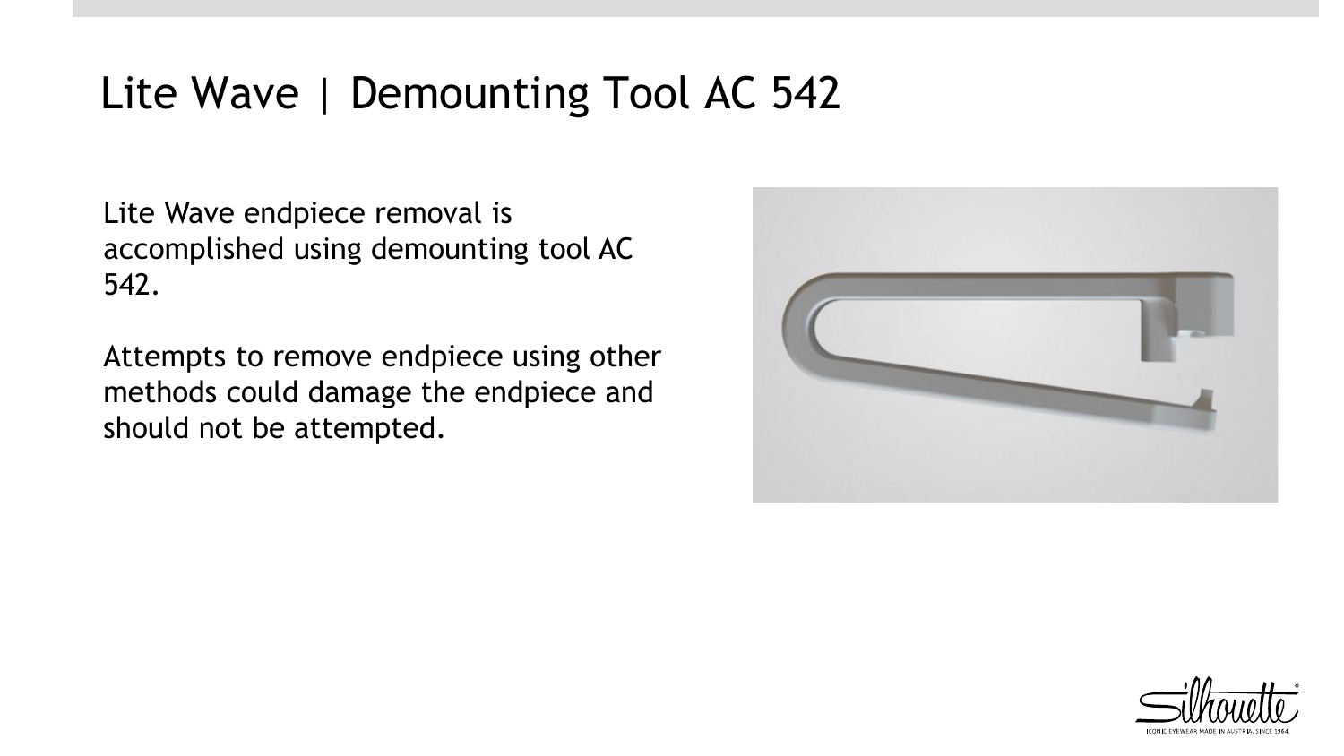# Lite Wave | Demounting Tool AC 542

Lite Wave endpiece removal is accomplished using demounting tool AC 542.

Attempts to remove endpiece using other methods could damage the endpiece and should not be attempted.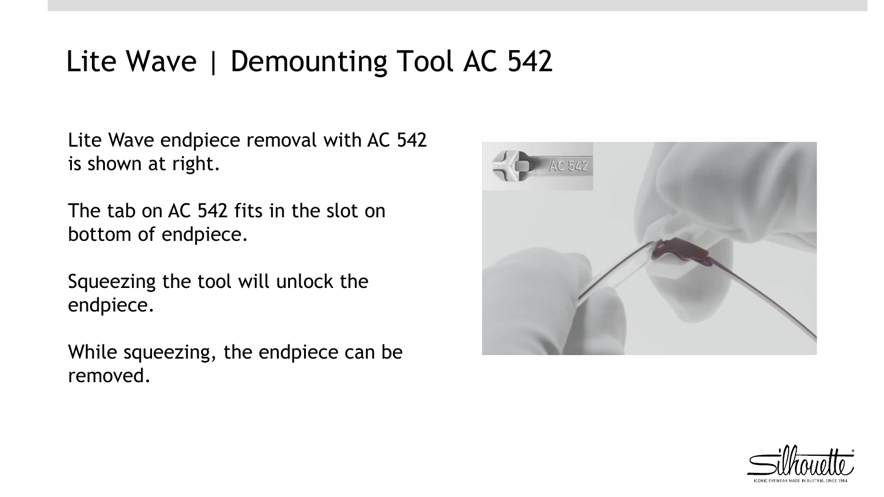# Lite Wave | Demounting Tool AC 542

Lite Wave endpiece removal with AC 542 is shown at right.

The tab on AC 542 fits in the slot on bottom of endpiece.

Squeezing the tool will unlock the endpiece.

While squeezing, the endpiece can be removed.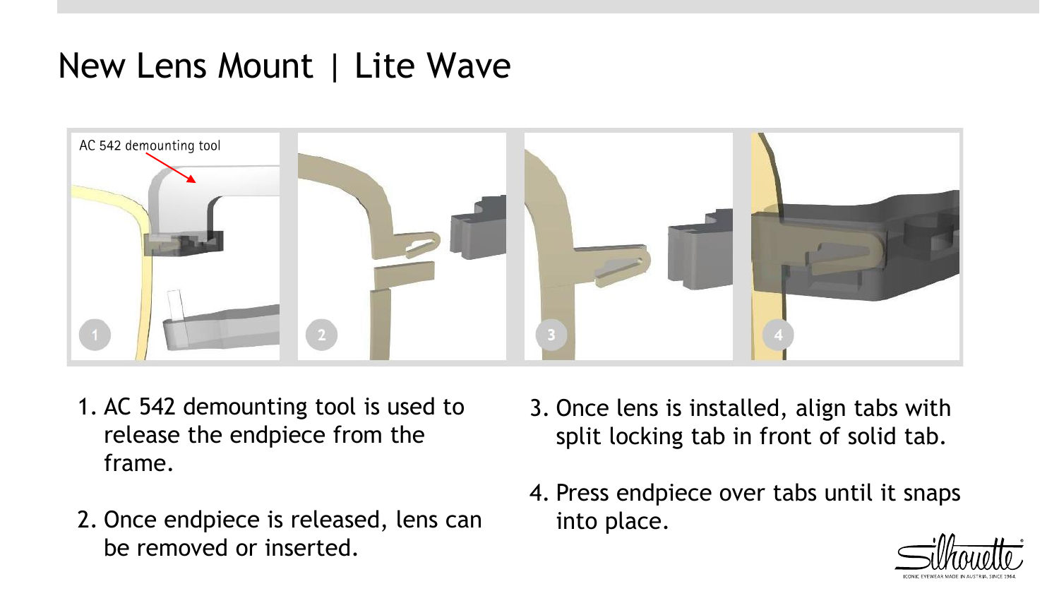# New Lens Mount | Lite Wave

AC 542 demounting tool

1. AC 542 demounting tool is used to release the endpiece from the frame.
2. Once endpiece is released, lens can be removed or inserted.
3. Once lens is installed, align tabs with split locking tab in front of solid tab.
4. Press endpiece over tabs until it snaps into place.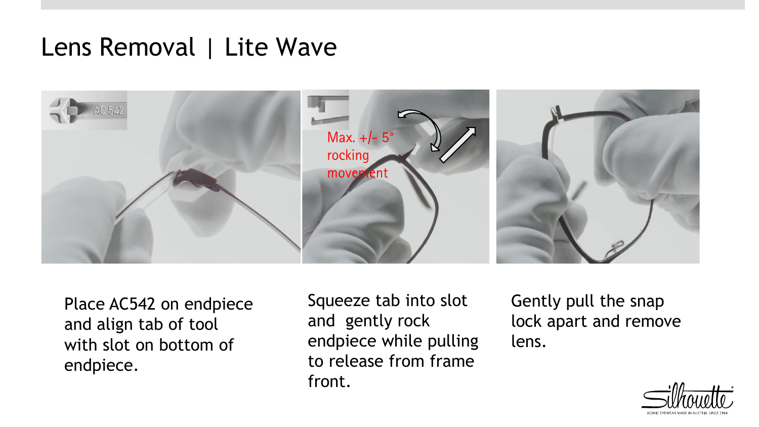# Lens Removal | Lite Wave

Place AC542 on endpiece and align tab of tool with slot on bottom of endpiece.

Squeeze tab into slot and gently rock endpiece while pulling to release from frame front.

Gently pull the snap lock apart and remove lens.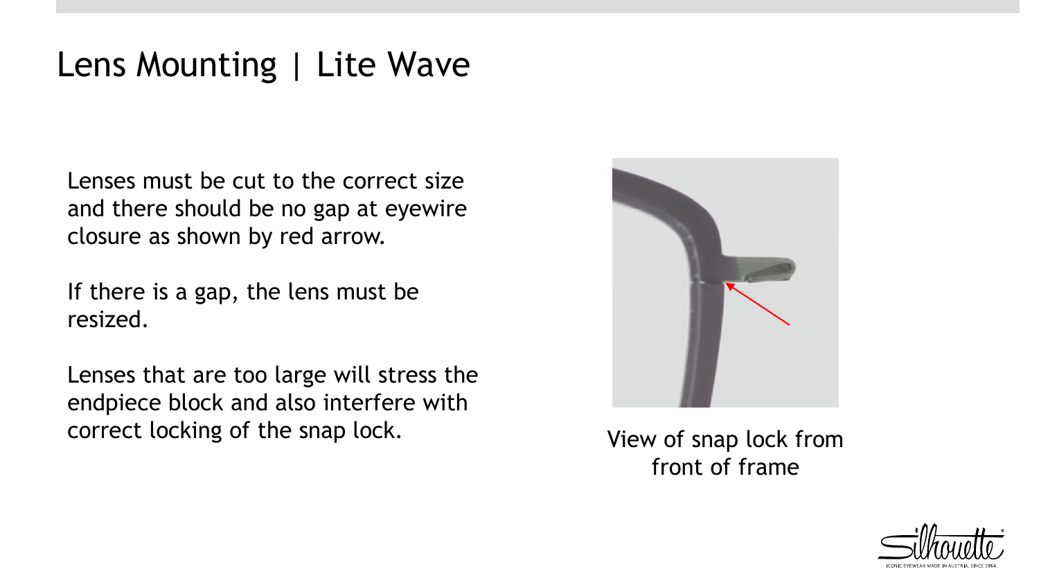# Lens Mounting | Lite Wave

Lenses must be cut to the correct size and there should be no gap at eyewire closure as shown by red arrow.

If there is a gap, the lens must be resized.

Lenses that are too large will stress the endpiece block and also interfere with correct locking of the snap lock.

View of snap lock from front of frame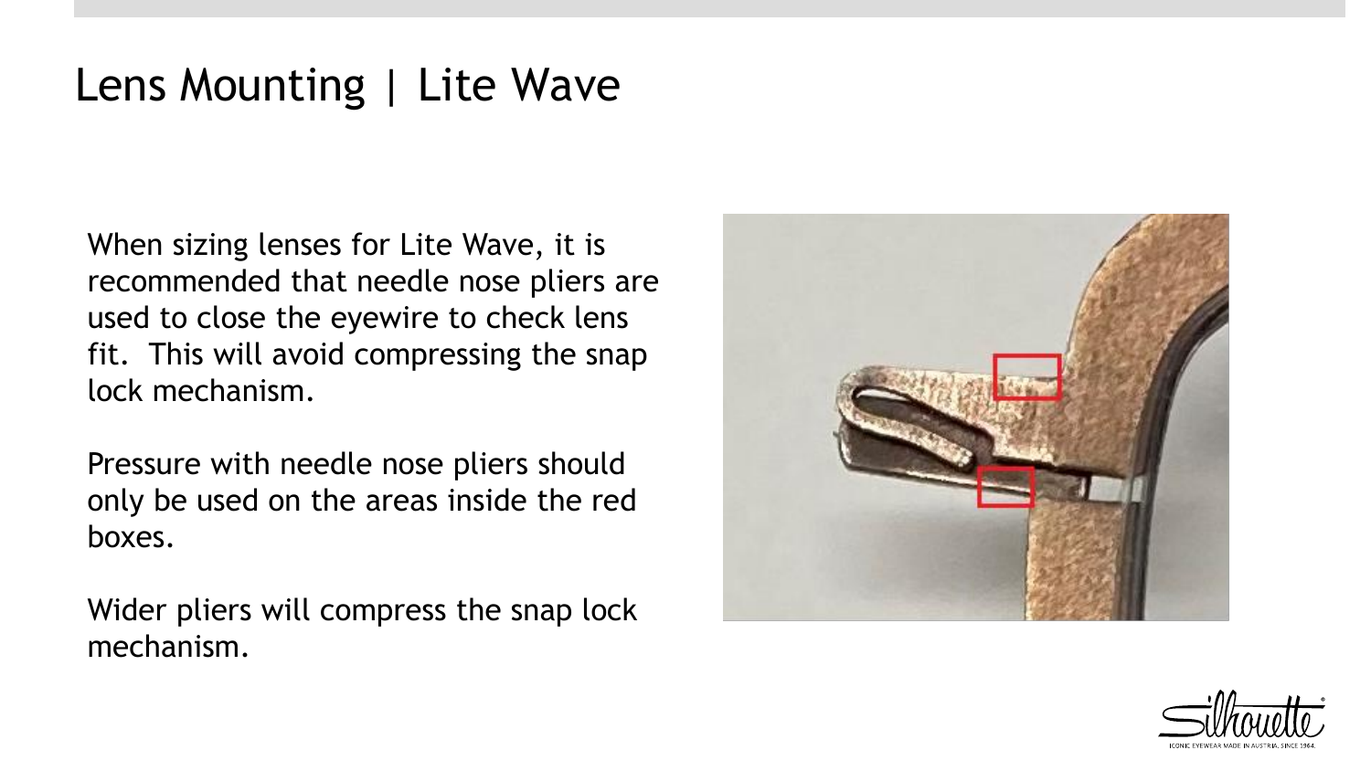# Lens Mounting | Lite Wave

When sizing lenses for Lite Wave, it is recommended that needle nose pliers are used to close the eyewire to check lens fit. This will avoid compressing the snap lock mechanism.

Pressure with needle nose pliers should only be used on the areas inside the red boxes.

Wider pliers will compress the snap lock mechanism.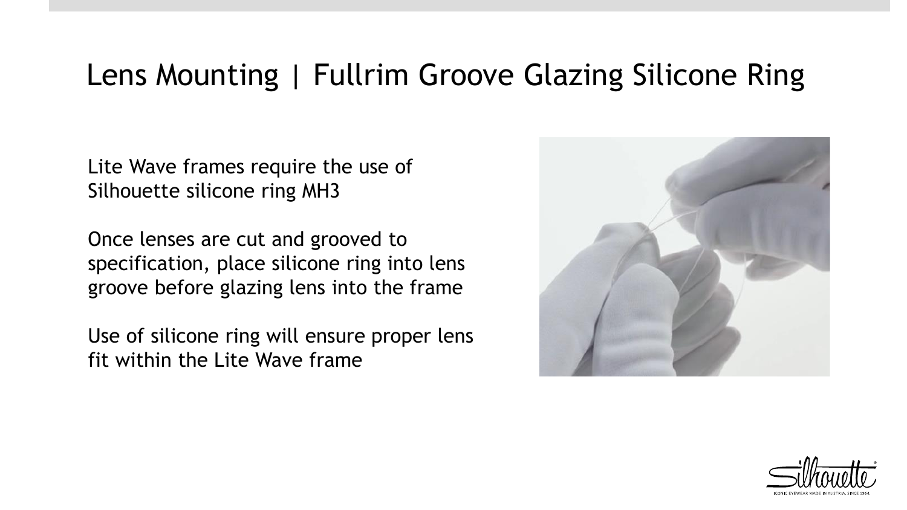# Lens Mounting | Fullrim Groove Glazing Silicone Ring

Lite Wave frames require the use of Silhouette silicone ring MH3

Once lenses are cut and grooved to specification, place silicone ring into lens groove before glazing lens into the frame

Use of silicone ring will ensure proper lens fit within the Lite Wave frame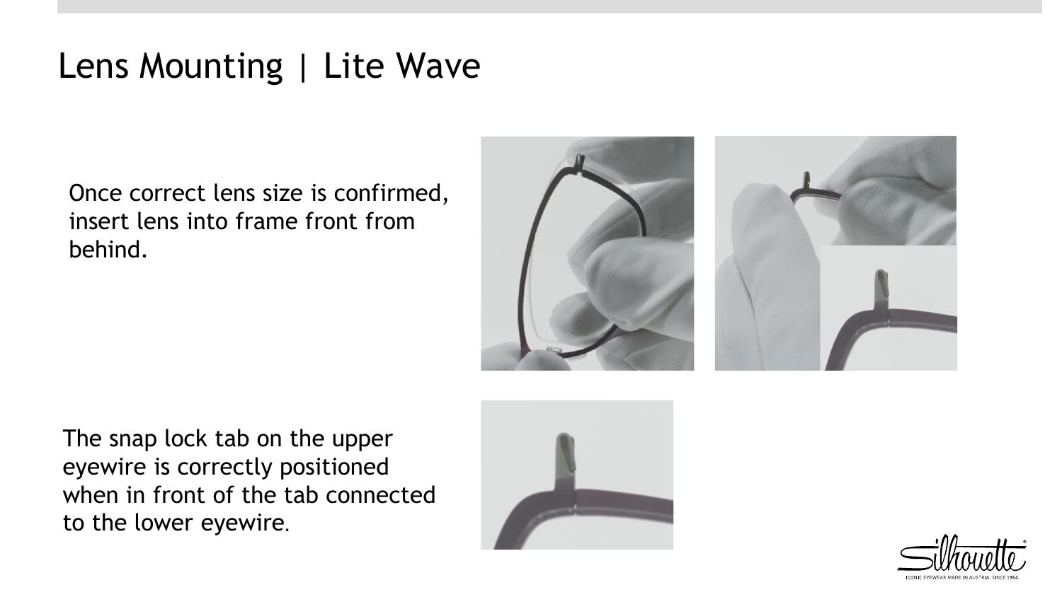# Lens Mounting | Lite Wave

Once correct lens size is confirmed, insert lens into frame front from behind.

The snap lock tab on the upper eyewire is correctly positioned when in front of the tab connected to the lower eyewire.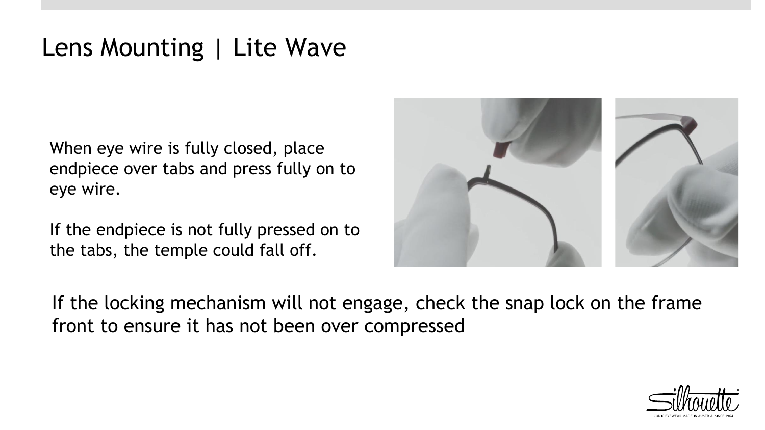# Lens Mounting | Lite Wave

When eye wire is fully closed, place endpiece over tabs and press fully on to eye wire.

If the endpiece is not fully pressed on to the tabs, the temple could fall off.

If the locking mechanism will not engage, check the snap lock on the frame front to ensure it has not been over compressed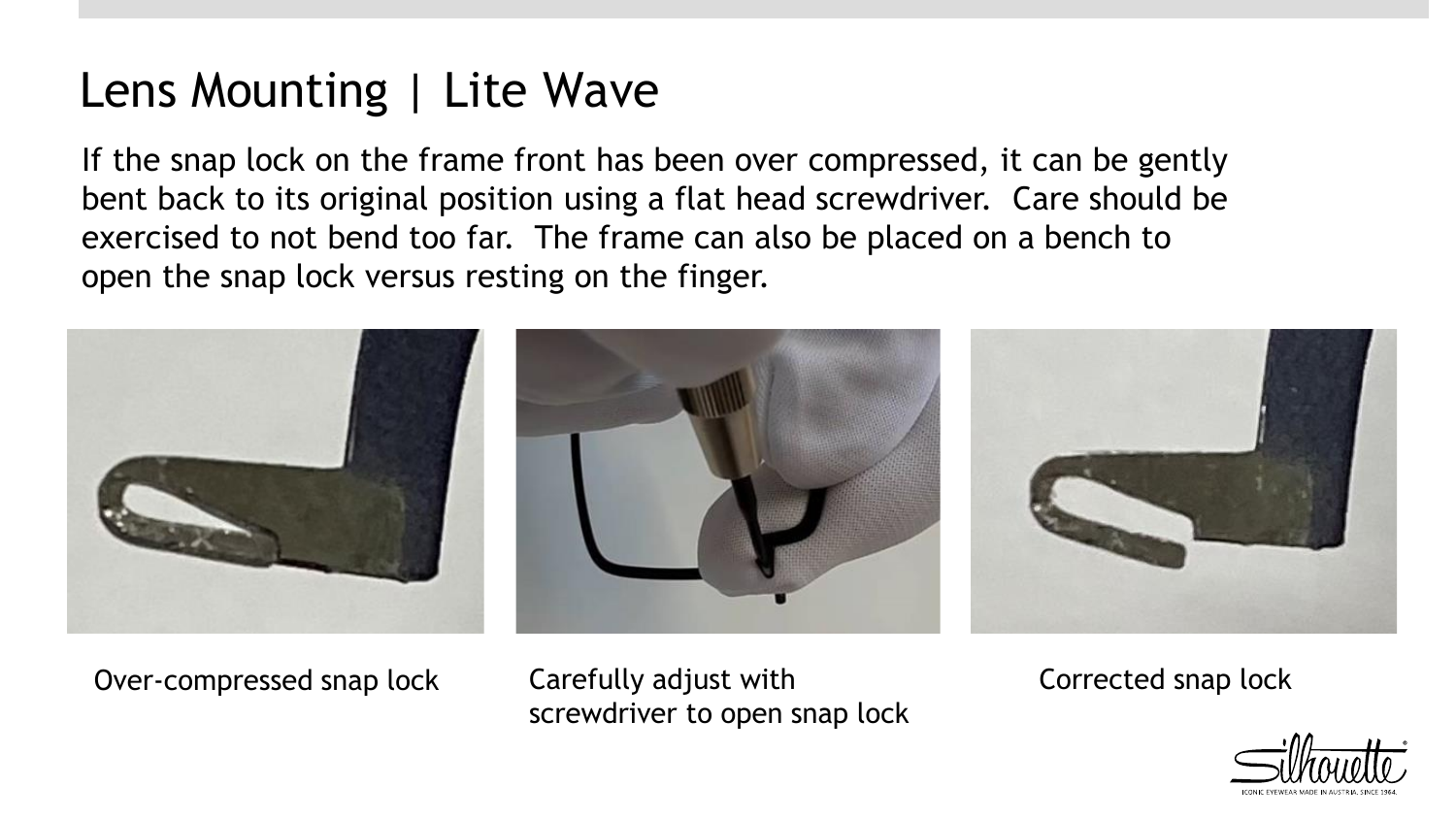# Lens Mounting | Lite Wave

If the snap lock on the frame front has been over compressed, it can be gently bent back to its original position using a flat head screwdriver.  Care should be exercised to not bend too far.  The frame can also be placed on a bench to open the snap lock versus resting on the finger.

Over-compressed snap lock

Carefully adjust with screwdriver to open snap lock

Corrected snap lock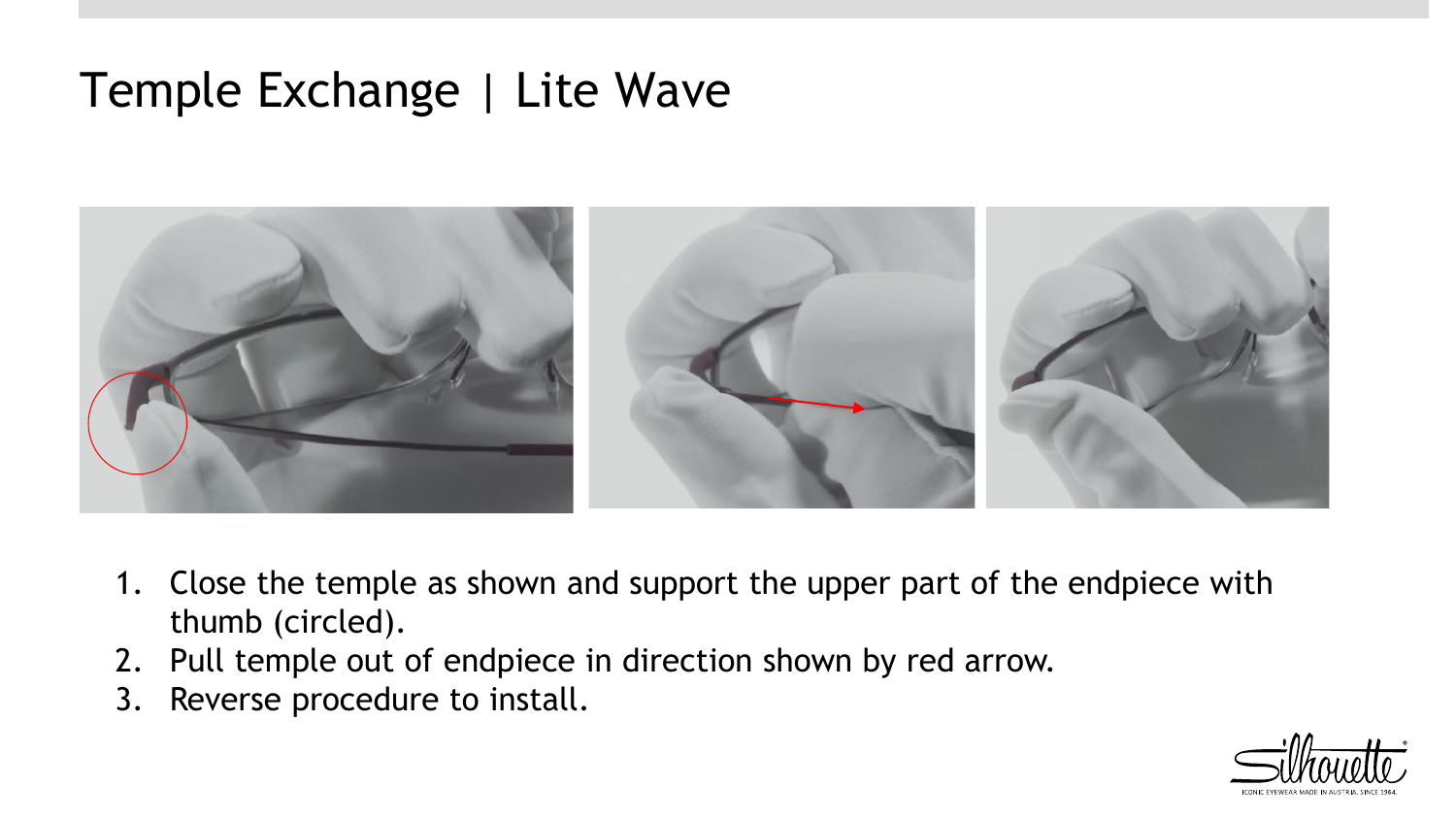# Temple Exchange | Lite Wave

1. Close the temple as shown and support the upper part of the endpiece with thumb (circled).
2. Pull temple out of endpiece in direction shown by red arrow.
3. Reverse procedure to install.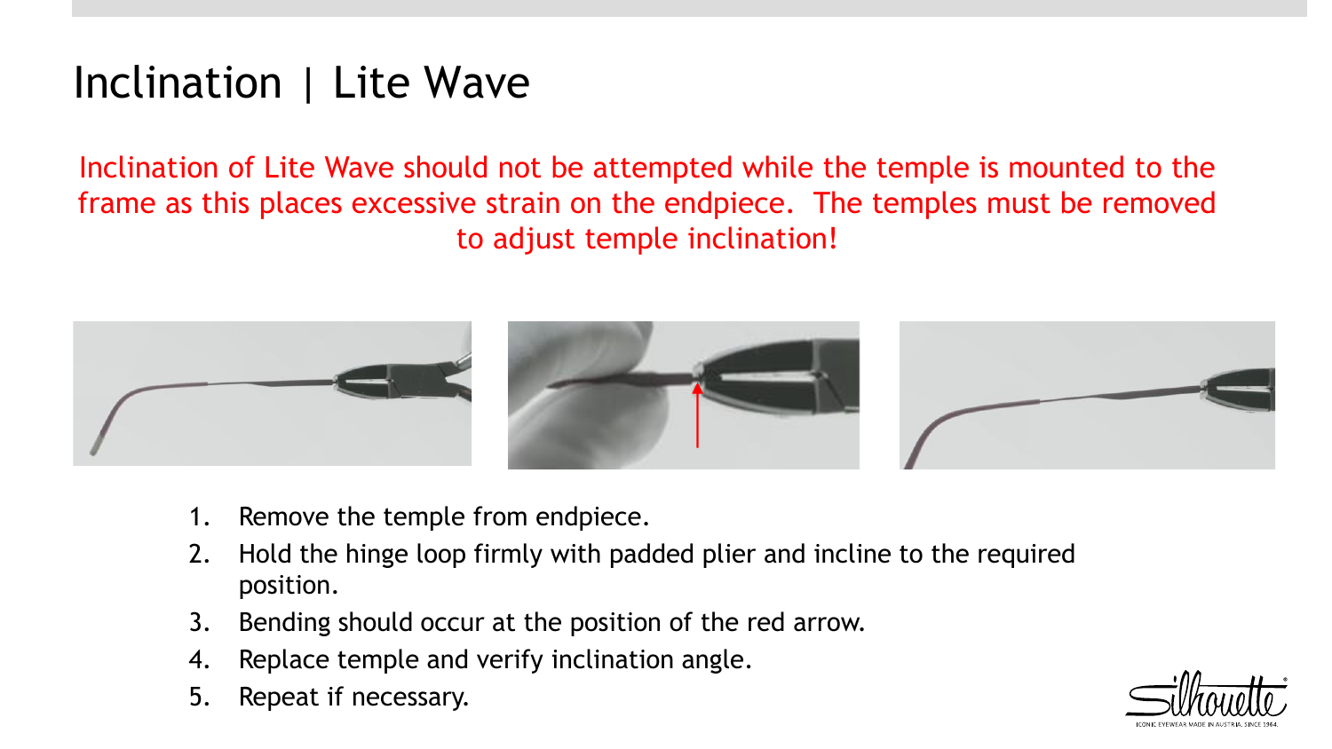# Inclination | Lite Wave

Inclination of Lite Wave should not be attempted while the temple is mounted to the frame as this places excessive strain on the endpiece. The temples must be removed to adjust temple inclination!

1. Remove the temple from endpiece.
2. Hold the hinge loop firmly with padded plier and incline to the required position.
3. Bending should occur at the position of the red arrow.
4. Replace temple and verify inclination angle.
5. Repeat if necessary.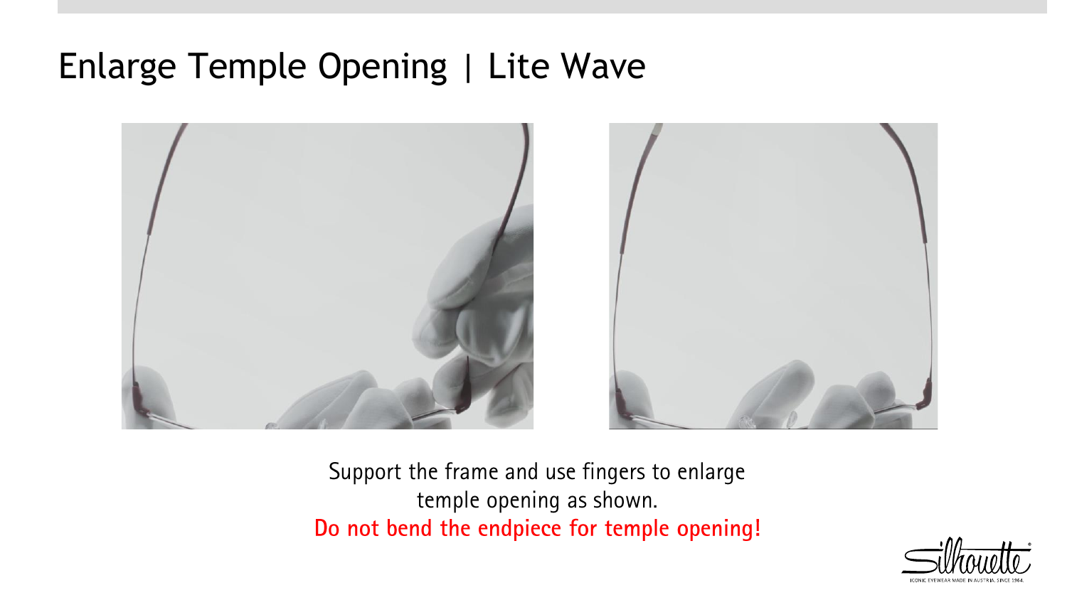# Enlarge Temple Opening | Lite Wave

Support the frame and use fingers to enlarge temple opening as shown.

**Do not bend the endpiece for temple opening!**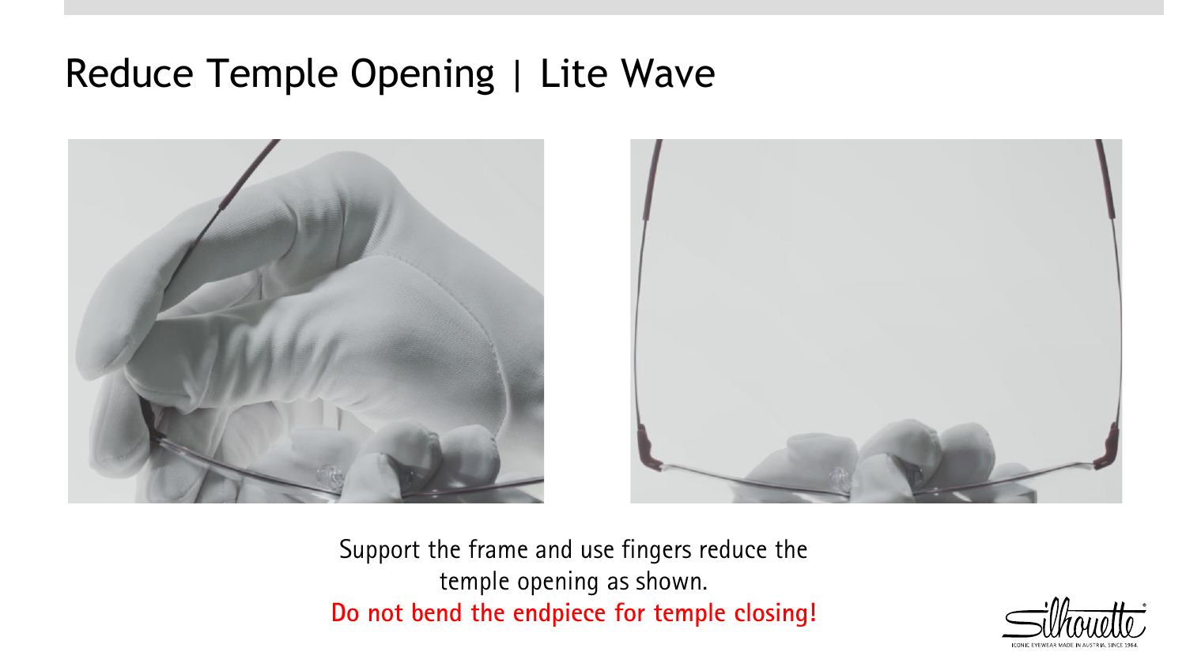# Reduce Temple Opening | Lite Wave

Support the frame and use fingers reduce the temple opening as shown.

**Do not bend the endpiece for temple closing!**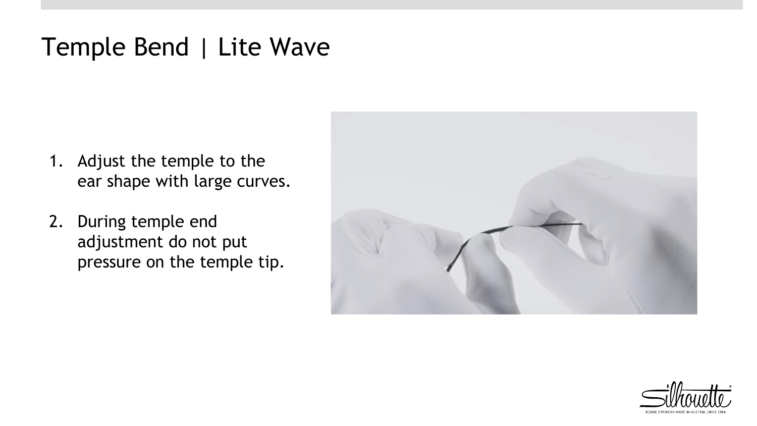# Temple Bend | Lite Wave

1. Adjust the temple to the ear shape with large curves.

2. During temple end adjustment do not put pressure on the temple tip.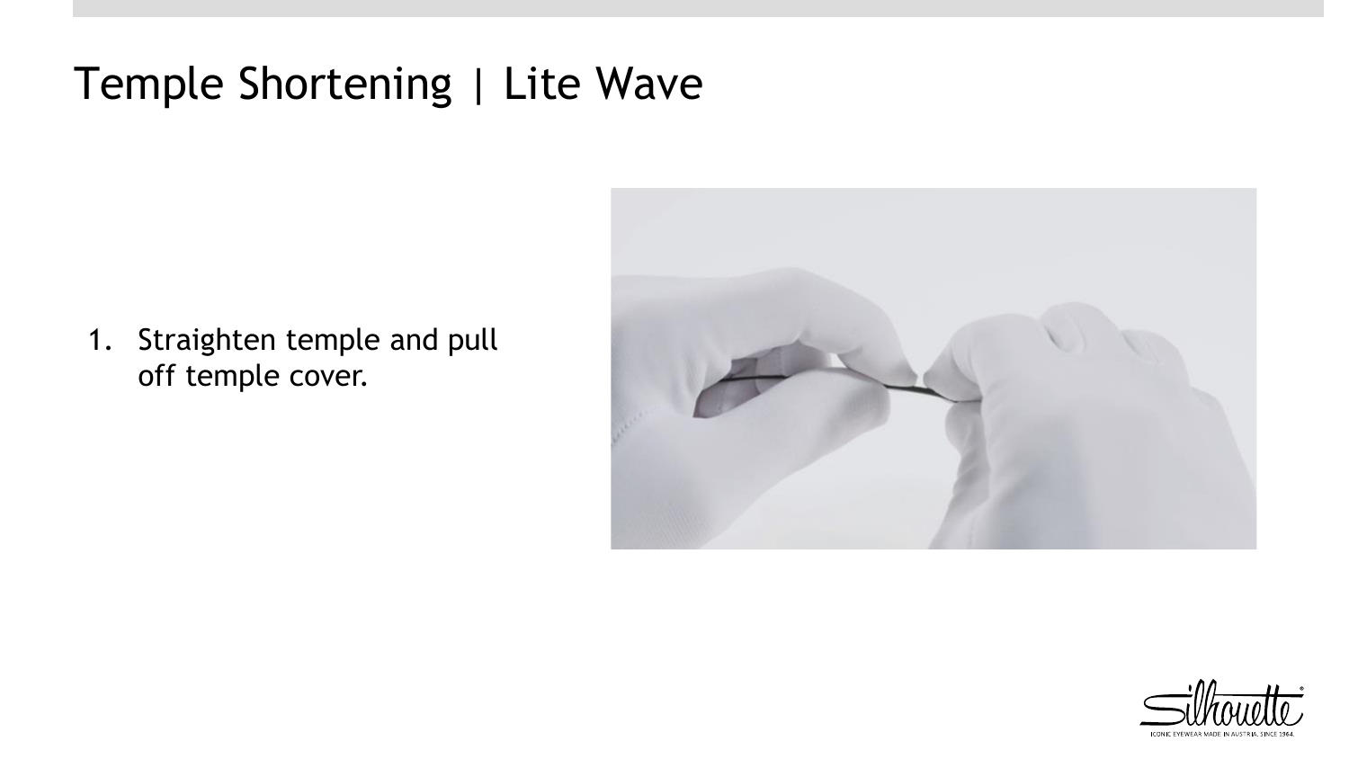# Temple Shortening | Lite Wave

1. Straighten temple and pull off temple cover.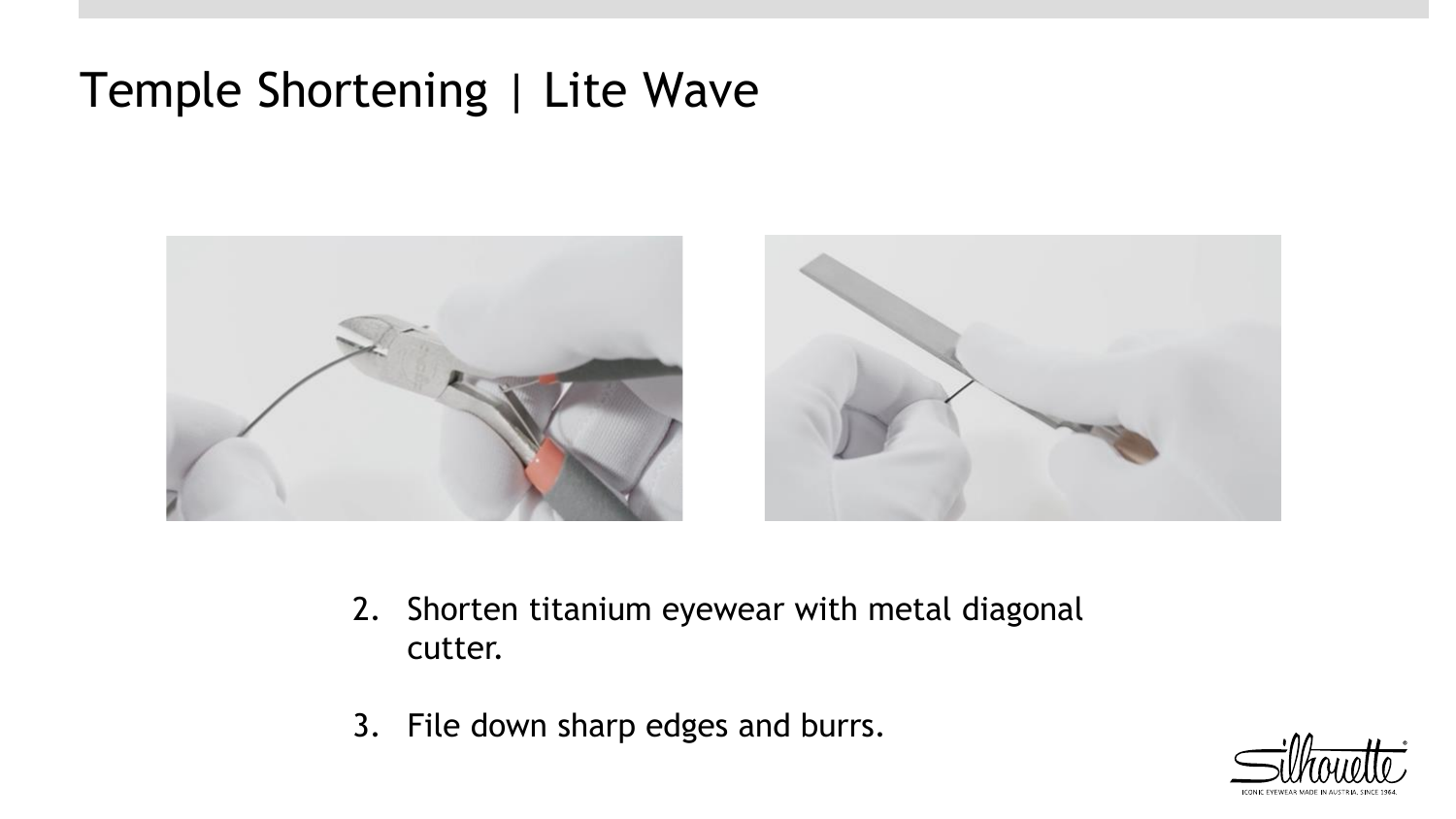# Temple Shortening | Lite Wave

2. Shorten titanium eyewear with metal diagonal cutter.

3. File down sharp edges and burrs.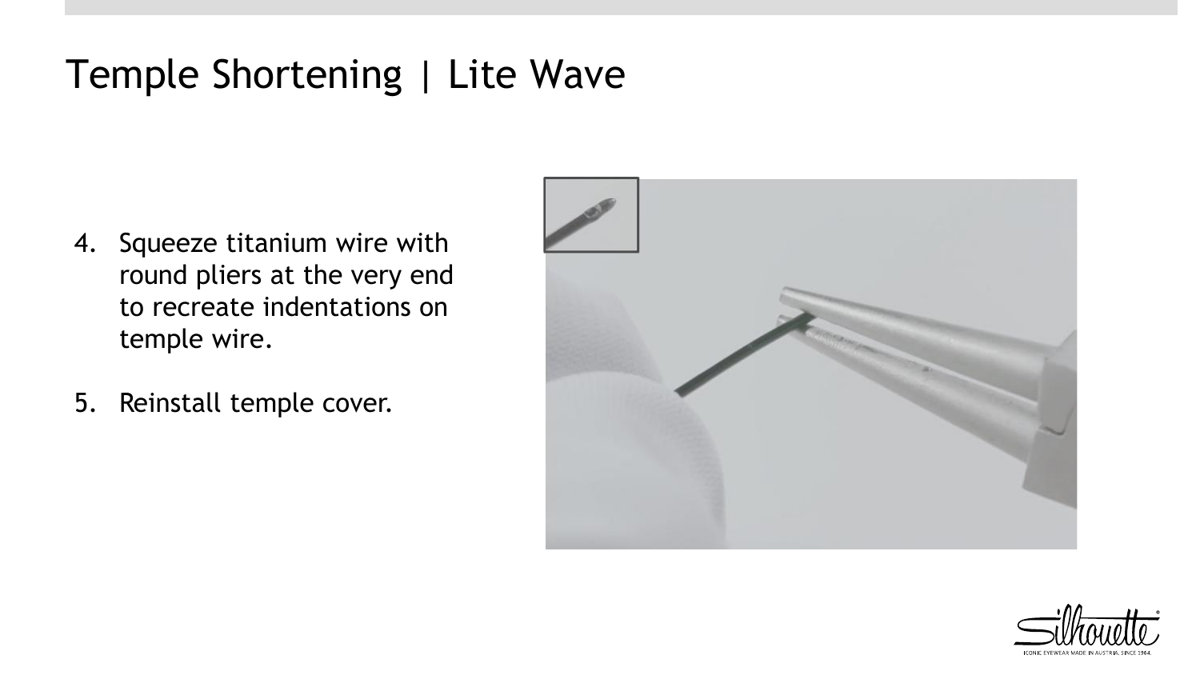# Temple Shortening | Lite Wave

4. Squeeze titanium wire with round pliers at the very end to recreate indentations on temple wire.

5. Reinstall temple cover.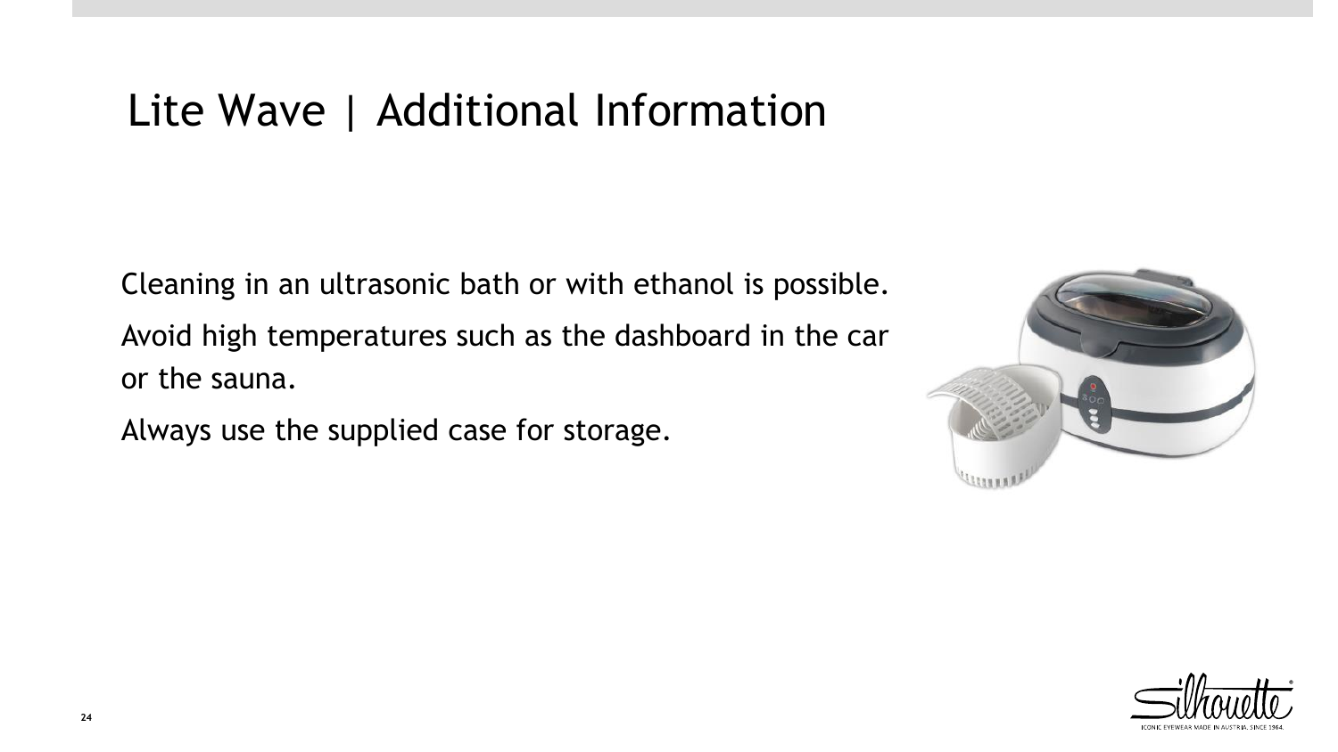# Lite Wave | Additional Information

Cleaning in an ultrasonic bath or with ethanol is possible.

Avoid high temperatures such as the dashboard in the car or the sauna.

Always use the supplied case for storage.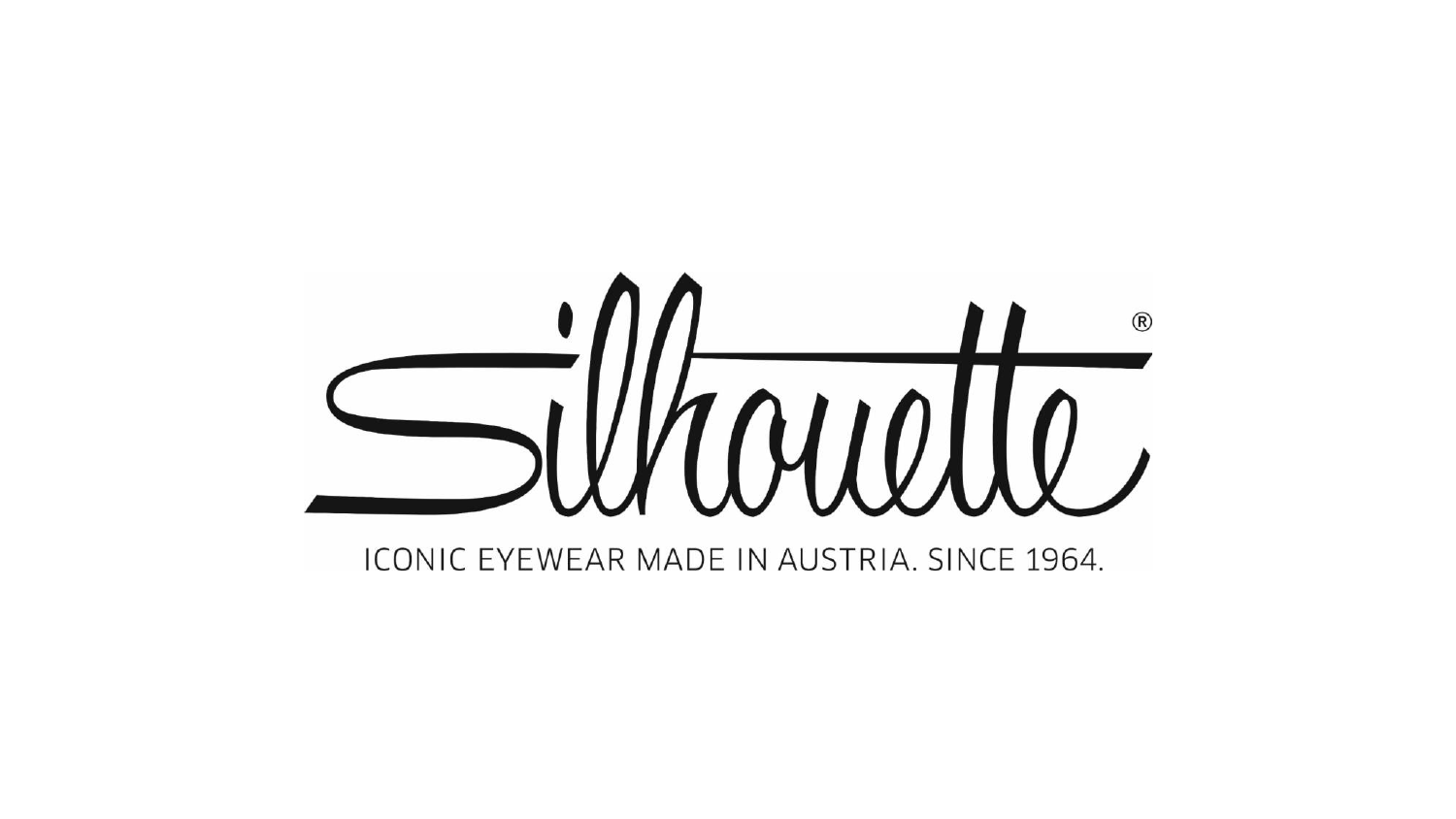Silhouette®

ICONIC EYEWEAR MADE IN AUSTRIA. SINCE 1964.